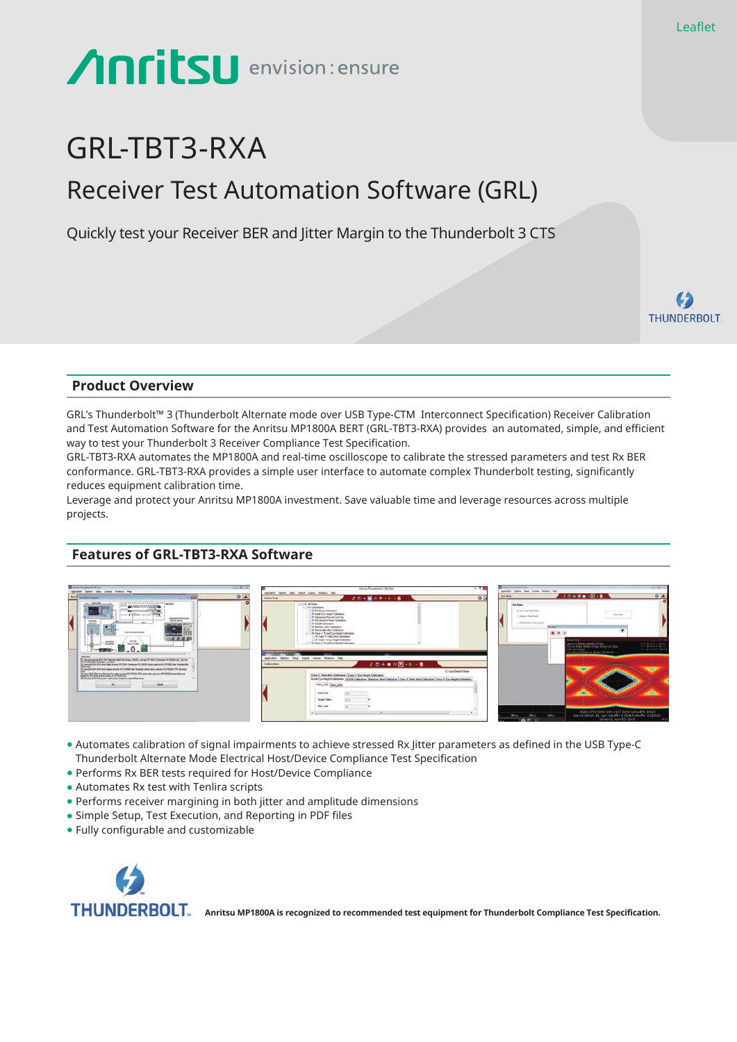Leaflet

# GRL-TBT3-RXA

## Receiver Test Automation Software (GRL)

Quickly test your Receiver BER and Jitter Margin to the Thunderbolt 3 CTS

## Product Overview

GRL's Thunderbolt™ 3 (Thunderbolt Alternate mode over USB Type-CTM Interconnect Specification) Receiver Calibration and Test Automation Software for the Anritsu MP1800A BERT (GRL-TBT3-RXA) provides an automated, simple, and efficient way to test your Thunderbolt 3 Receiver Compliance Test Specification.
GRL-TBT3-RXA automates the MP1800A and real-time oscilloscope to calibrate the stressed parameters and test Rx BER conformance. GRL-TBT3-RXA provides a simple user interface to automate complex Thunderbolt testing, significantly reduces equipment calibration time.
Leverage and protect your Anritsu MP1800A investment. Save valuable time and leverage resources across multiple projects.

## Features of GRL-TBT3-RXA Software

- Automates calibration of signal impairments to achieve stressed Rx Jitter parameters as defined in the USB Type-C Thunderbolt Alternate Mode Electrical Host/Device Compliance Test Specification
- Performs Rx BER tests required for Host/Device Compliance
- Automates Rx test with Tenlira scripts
- Performs receiver margining in both jitter and amplitude dimensions
- Simple Setup, Test Execution, and Reporting in PDF files
- Fully configurable and customizable

**Anritsu MP1800A is recognized to recommended test equipment for Thunderbolt Compliance Test Specification.**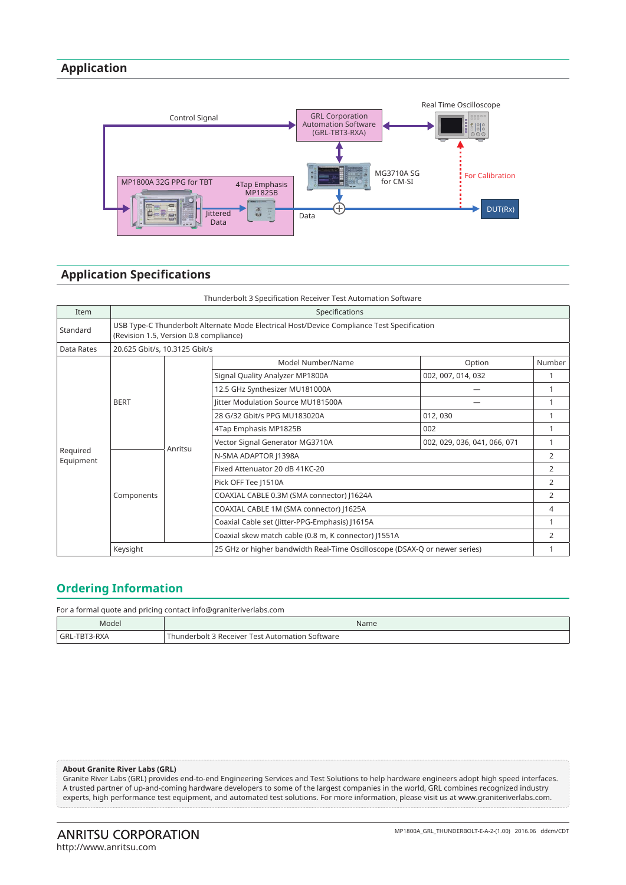## Application

Control Signal

GRL Corporation Automation Software (GRL-TBT3-RXA)

Real Time Oscilloscope

MG3710A SG for CM-SI

For Calibration

MP1800A 32G PPG for TBT

4Tap Emphasis MP1825B

Jittered Data

Data

DUT(Rx)

## Application Specifications

Thunderbolt 3 Specification Receiver Test Automation Software

| Item | Specifications | | | | |
|---|---|---|---|---|---|
| Standard | USB Type-C Thunderbolt Alternate Mode Electrical Host/Device Compliance Test Specification (Revision 1.5, Version 0.8 compliance) | | | | |
| Data Rates | 20.625 Gbit/s, 10.3125 Gbit/s | | | | |
| Required Equipment | | | Model Number/Name | Option | Number |
| | BERT | Anritsu | Signal Quality Analyzer MP1800A | 002, 007, 014, 032 | 1 |
| | | | 12.5 GHz Synthesizer MU181000A | — | 1 |
| | | | Jitter Modulation Source MU181500A | — | 1 |
| | | | 28 G/32 Gbit/s PPG MU183020A | 012, 030 | 1 |
| | | | 4Tap Emphasis MP1825B | 002 | 1 |
| | | | Vector Signal Generator MG3710A | 002, 029, 036, 041, 066, 071 | 1 |
| | Components | | N-SMA ADAPTOR J1398A | | 2 |
| | | | Fixed Attenuator 20 dB 41KC-20 | | 2 |
| | | | Pick OFF Tee J1510A | | 2 |
| | | | COAXIAL CABLE 0.3M (SMA connector) J1624A | | 2 |
| | | | COAXIAL CABLE 1M (SMA connector) J1625A | | 4 |
| | | | Coaxial Cable set (Jitter-PPG-Emphasis) J1615A | | 1 |
| | | | Coaxial skew match cable (0.8 m, K connector) J1551A | | 2 |
| | Keysight | | 25 GHz or higher bandwidth Real-Time Oscilloscope (DSAX-Q or newer series) | | 1 |

## Ordering Information

For a formal quote and pricing contact info@graniteriverlabs.com

| Model | Name |
|---|---|
| GRL-TBT3-RXA | Thunderbolt 3 Receiver Test Automation Software |

**About Granite River Labs (GRL)**
Granite River Labs (GRL) provides end-to-end Engineering Services and Test Solutions to help hardware engineers adopt high speed interfaces. A trusted partner of up-and-coming hardware developers to some of the largest companies in the world, GRL combines recognized industry experts, high performance test equipment, and automated test solutions. For more information, please visit us at www.graniteriverlabs.com.

ANRITSU CORPORATION
http://www.anritsu.com

MP1800A_GRL_THUNDERBOLT-E-A-2-(1.00) 2016.06 ddcm/CDT